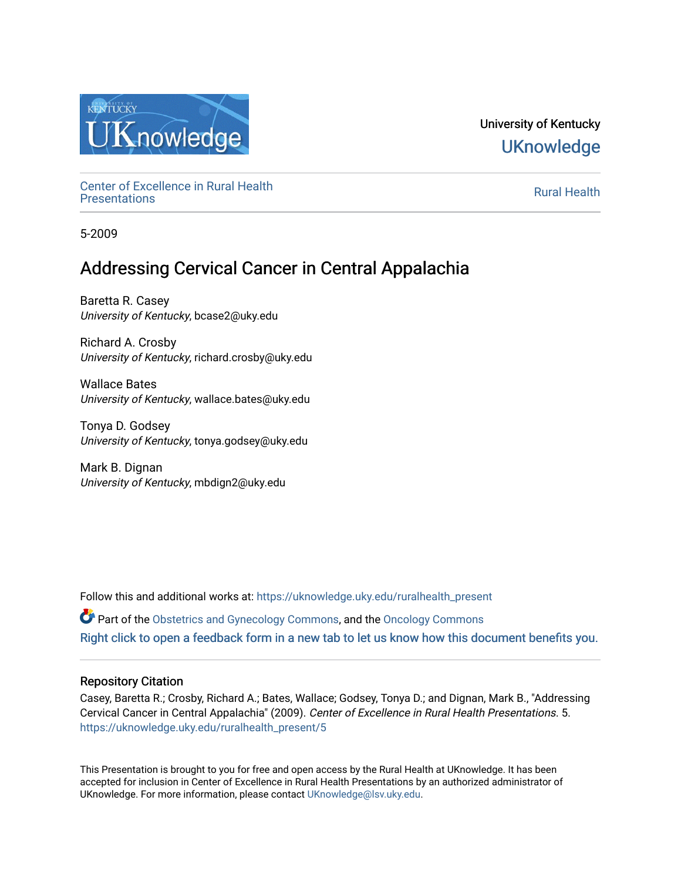University of Kentucky

UKnowledge

Center of Excellence in Rural Health Presentations

Rural Health

5-2009

# Addressing Cervical Cancer in Central Appalachia

Baretta R. Casey
*University of Kentucky*, bcase2@uky.edu

Richard A. Crosby
*University of Kentucky*, richard.crosby@uky.edu

Wallace Bates
*University of Kentucky*, wallace.bates@uky.edu

Tonya D. Godsey
*University of Kentucky*, tonya.godsey@uky.edu

Mark B. Dignan
*University of Kentucky*, mbdign2@uky.edu

Follow this and additional works at: https://uknowledge.uky.edu/ruralhealth_present

Part of the Obstetrics and Gynecology Commons, and the Oncology Commons

Right click to open a feedback form in a new tab to let us know how this document benefits you.

## Repository Citation

Casey, Baretta R.; Crosby, Richard A.; Bates, Wallace; Godsey, Tonya D.; and Dignan, Mark B., "Addressing Cervical Cancer in Central Appalachia" (2009). *Center of Excellence in Rural Health Presentations*. 5.
https://uknowledge.uky.edu/ruralhealth_present/5

This Presentation is brought to you for free and open access by the Rural Health at UKnowledge. It has been accepted for inclusion in Center of Excellence in Rural Health Presentations by an authorized administrator of UKnowledge. For more information, please contact UKnowledge@lsv.uky.edu.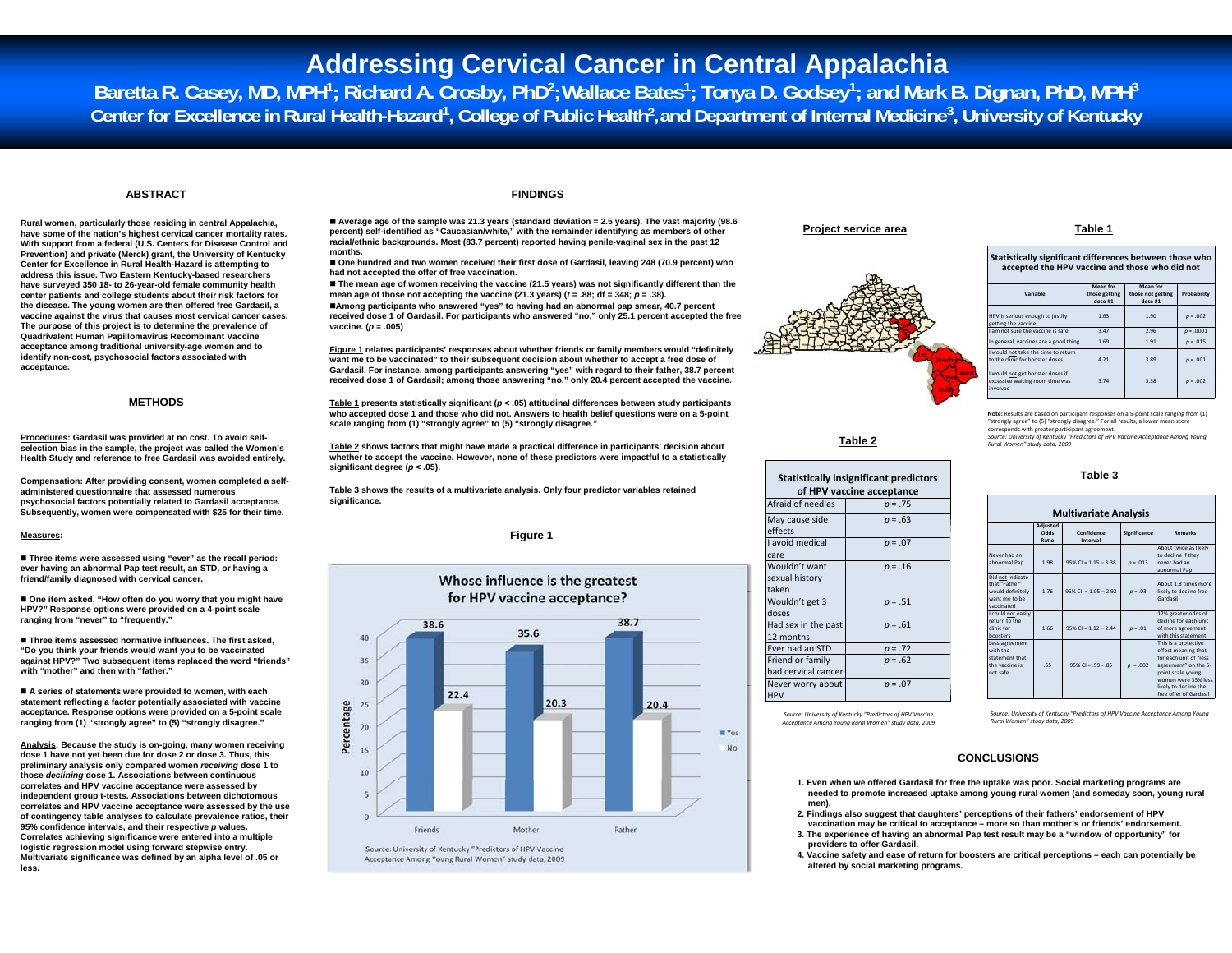# Addressing Cervical Cancer in Central Appalachia

**Baretta R. Casey, MD, MPH[1]; Richard A. Crosby, PhD[2]; Wallace Bates[1]; Tonya D. Godsey[1]; and Mark B. Dignan, PhD, MPH[3]**

**Center for Excellence in Rural Health-Hazard[1], College of Public Health[2], and Department of Internal Medicine[3], University of Kentucky**

## ABSTRACT

**Rural women, particularly those residing in central Appalachia, have some of the nation's highest cervical cancer mortality rates. With support from a federal (U.S. Centers for Disease Control and Prevention) and private (Merck) grant, the University of Kentucky Center for Excellence in Rural Health-Hazard is attempting to address this issue. Two Eastern Kentucky-based researchers have surveyed 350 18- to 26-year-old female community health center patients and college students about their risk factors for the disease. The young women are then offered free Gardasil, a vaccine against the virus that causes most cervical cancer cases. The purpose of this project is to determine the prevalence of Quadrivalent Human Papillomavirus Recombinant Vaccine acceptance among traditional university-age women and to identify non-cost, psychosocial factors associated with acceptance.**

## METHODS

**Procedures: Gardasil was provided at no cost. To avoid self-selection bias in the sample, the project was called the Women's Health Study and reference to free Gardasil was avoided entirely.**

**Compensation: After providing consent, women completed a self-administered questionnaire that assessed numerous psychosocial factors potentially related to Gardasil acceptance. Subsequently, women were compensated with $25 for their time.**

**Measures:**

- **Three items were assessed using "ever" as the recall period: ever having an abnormal Pap test result, an STD, or having a friend/family diagnosed with cervical cancer.**
- **One item asked, "How often do you worry that you might have HPV?" Response options were provided on a 4-point scale ranging from "never" to "frequently."**
- **Three items assessed normative influences. The first asked, "Do you think your friends would want you to be vaccinated against HPV?" Two subsequent items replaced the word "friends" with "mother" and then with "father."**
- **A series of statements were provided to women, with each statement reflecting a factor potentially associated with vaccine acceptance. Response options were provided on a 5-point scale ranging from (1) "strongly agree" to (5) "strongly disagree."**

**Analysis: Because the study is on-going, many women receiving dose 1 have not yet been due for dose 2 or dose 3. Thus, this preliminary analysis only compared women *receiving* dose 1 to those *declining* dose 1. Associations between continuous correlates and HPV vaccine acceptance were assessed by independent group t-tests. Associations between dichotomous correlates and HPV vaccine acceptance were assessed by the use of contingency table analyses to calculate prevalence ratios, their 95% confidence intervals, and their respective *p* values. Correlates achieving significance were entered into a multiple logistic regression model using forward stepwise entry. Multivariate significance was defined by an alpha level of .05 or less.**

## FINDINGS

- **Average age of the sample was 21.3 years (standard deviation = 2.5 years). The vast majority (98.6 percent) self-identified as "Caucasian/white," with the remainder identifying as members of other racial/ethnic backgrounds. Most (83.7 percent) reported having penile-vaginal sex in the past 12 months.**
- **One hundred and two women received their first dose of Gardasil, leaving 248 (70.9 percent) who had not accepted the offer of free vaccination.**
- **The mean age of women receiving the vaccine (21.5 years) was not significantly different than the mean age of those not accepting the vaccine (21.3 years) ($t$ = .88; df = 348; $p$ = .38).**
- **Among participants who answered "yes" to having had an abnormal pap smear, 40.7 percent received dose 1 of Gardasil. For participants who answered "no," only 25.1 percent accepted the free vaccine. ($p$ = .005)**

**Figure 1 relates participants' responses about whether friends or family members would "definitely want me to be vaccinated" to their subsequent decision about whether to accept a free dose of Gardasil. For instance, among participants answering "yes" with regard to their father, 38.7 percent received dose 1 of Gardasil; among those answering "no," only 20.4 percent accepted the vaccine.**

**Table 1 presents statistically significant ($p$ < .05) attitudinal differences between study participants who accepted dose 1 and those who did not. Answers to health belief questions were on a 5-point scale ranging from (1) "strongly agree" to (5) "strongly disagree."**

**Table 2 shows factors that might have made a practical difference in participants' decision about whether to accept the vaccine. However, none of these predictors were impactful to a statistically significant degree ($p$ < .05).**

**Table 3 shows the results of a multivariate analysis. Only four predictor variables retained significance.**

### Figure 1

Whose influence is the greatest for HPV vaccine acceptance?

Percentage

38.6
22.4
35.6
20.3
38.7
20.4

Friends
Mother
Father

Yes
No

0 5 10 15 20 25 30 35 40

Source: University of Kentucky "Predictors of HPV Vaccine Acceptance Among Young Rural Women" study data, 2009

### Project service area

### Table 1

**Statistically significant differences between those who accepted the HPV vaccine and those who did not**

| Variable | Mean for those getting dose #1 | Mean for those not getting dose #1 | Probability |
|---|---|---|---|
| HPV is serious enough to justify getting the vaccine | 1.63 | 1.90 | $p$ = .002 |
| I am not sure the vaccine is safe | 3.47 | 2.96 | $p$ = .0001 |
| In general, vaccines are a good thing | 1.69 | 1.91 | $p$ = .015 |
| I would not take the time to return to the clinic for booster doses | 4.21 | 3.89 | $p$ = .001 |
| I would not get booster doses if excessive waiting room time was involved | 3.74 | 3.38 | $p$ = .002 |

Note: Results are based on participant responses on a 5-point scale ranging from (1) "strongly agree" to (5) "strongly disagree." For all results, a lower mean score corresponds with greater participant agreement.
*Source: University of Kentucky "Predictors of HPV Vaccine Acceptance Among Young Rural Women" study data, 2009*

### Table 2

**Statistically insignificant predictors of HPV vaccine acceptance**

| | |
|---|---|
| Afraid of needles | $p$ = .75 |
| May cause side effects | $p$ = .63 |
| I avoid medical care | $p$ = .07 |
| Wouldn't want sexual history taken | $p$ = .16 |
| Wouldn't get 3 doses | $p$ = .51 |
| Had sex in the past 12 months | $p$ = .61 |
| Ever had an STD | $p$ = .72 |
| Friend or family had cervical cancer | $p$ = .62 |
| Never worry about HPV | $p$ = .07 |

*Source: University of Kentucky "Predictors of HPV Vaccine Acceptance Among Young Rural Women" study data, 2009*

### Table 3

**Multivariate Analysis**

| | Adjusted Odds Ratio | Confidence Interval | Significance | Remarks |
|---|---|---|---|---|
| Never had an abnormal Pap | 1.98 | 95% CI = 1.15 – 3.38 | $p$ = .013 | About twice as likely to decline if they never had an abnormal Pap |
| Did not indicate that "Father" would definitely want me to be vaccinated | 1.76 | 95% CI = 1.05 – 2.92 | $p$ = .03 | About 1.8 times more likely to decline free Gardasil |
| I could not easily return to the clinic for boosters | 1.66 | 95% CI = 1.12 – 2.44 | $p$ = .01 | 12% greater odds of decline for each unit of more agreement with this statement |
| Less agreement with the statement that the vaccine is not safe | .65 | 95% CI = .59 - .85 | $p$ = .002 | This is a protective effect meaning that for each unit of "less agreement" on the 5-point scale young women were 35% less likely to decline the free offer of Gardasil |

*Source: University of Kentucky "Predictors of HPV Vaccine Acceptance Among Young Rural Women" study data, 2009*

## CONCLUSIONS

1. **Even when we offered Gardasil for free the uptake was poor. Social marketing programs are needed to promote increased uptake among young rural women (and someday soon, young rural men).**
2. **Findings also suggest that daughters' perceptions of their fathers' endorsement of HPV vaccination may be critical to acceptance – more so than mother's or friends' endorsement.**
3. **The experience of having an abnormal Pap test result may be a "window of opportunity" for providers to offer Gardasil.**
4. **Vaccine safety and ease of return for boosters are critical perceptions – each can potentially be altered by social marketing programs.**